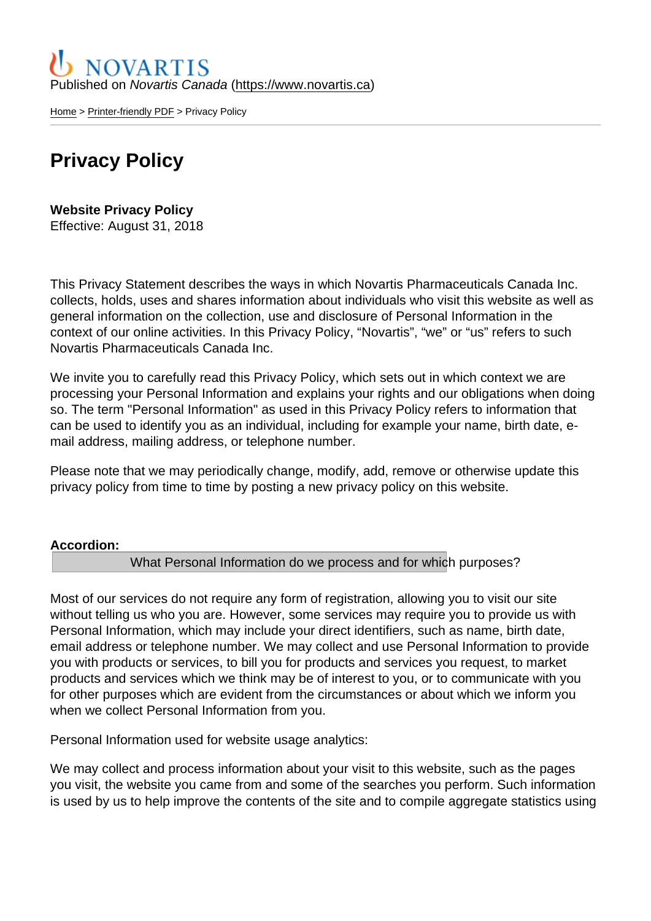NOVARTIS

Published on *Novartis Canada* (https://www.novartis.ca)

Home > Printer-friendly PDF > Privacy Policy

# Privacy Policy

**Website Privacy Policy**
Effective: August 31, 2018

This Privacy Statement describes the ways in which Novartis Pharmaceuticals Canada Inc. collects, holds, uses and shares information about individuals who visit this website as well as general information on the collection, use and disclosure of Personal Information in the context of our online activities. In this Privacy Policy, "Novartis", "we" or "us" refers to such Novartis Pharmaceuticals Canada Inc.

We invite you to carefully read this Privacy Policy, which sets out in which context we are processing your Personal Information and explains your rights and our obligations when doing so. The term "Personal Information" as used in this Privacy Policy refers to information that can be used to identify you as an individual, including for example your name, birth date, e-mail address, mailing address, or telephone number.

Please note that we may periodically change, modify, add, remove or otherwise update this privacy policy from time to time by posting a new privacy policy on this website.

**Accordion:**

What Personal Information do we process and for which purposes?

Most of our services do not require any form of registration, allowing you to visit our site without telling us who you are. However, some services may require you to provide us with Personal Information, which may include your direct identifiers, such as name, birth date, email address or telephone number. We may collect and use Personal Information to provide you with products or services, to bill you for products and services you request, to market products and services which we think may be of interest to you, or to communicate with you for other purposes which are evident from the circumstances or about which we inform you when we collect Personal Information from you.

Personal Information used for website usage analytics:

We may collect and process information about your visit to this website, such as the pages you visit, the website you came from and some of the searches you perform. Such information is used by us to help improve the contents of the site and to compile aggregate statistics using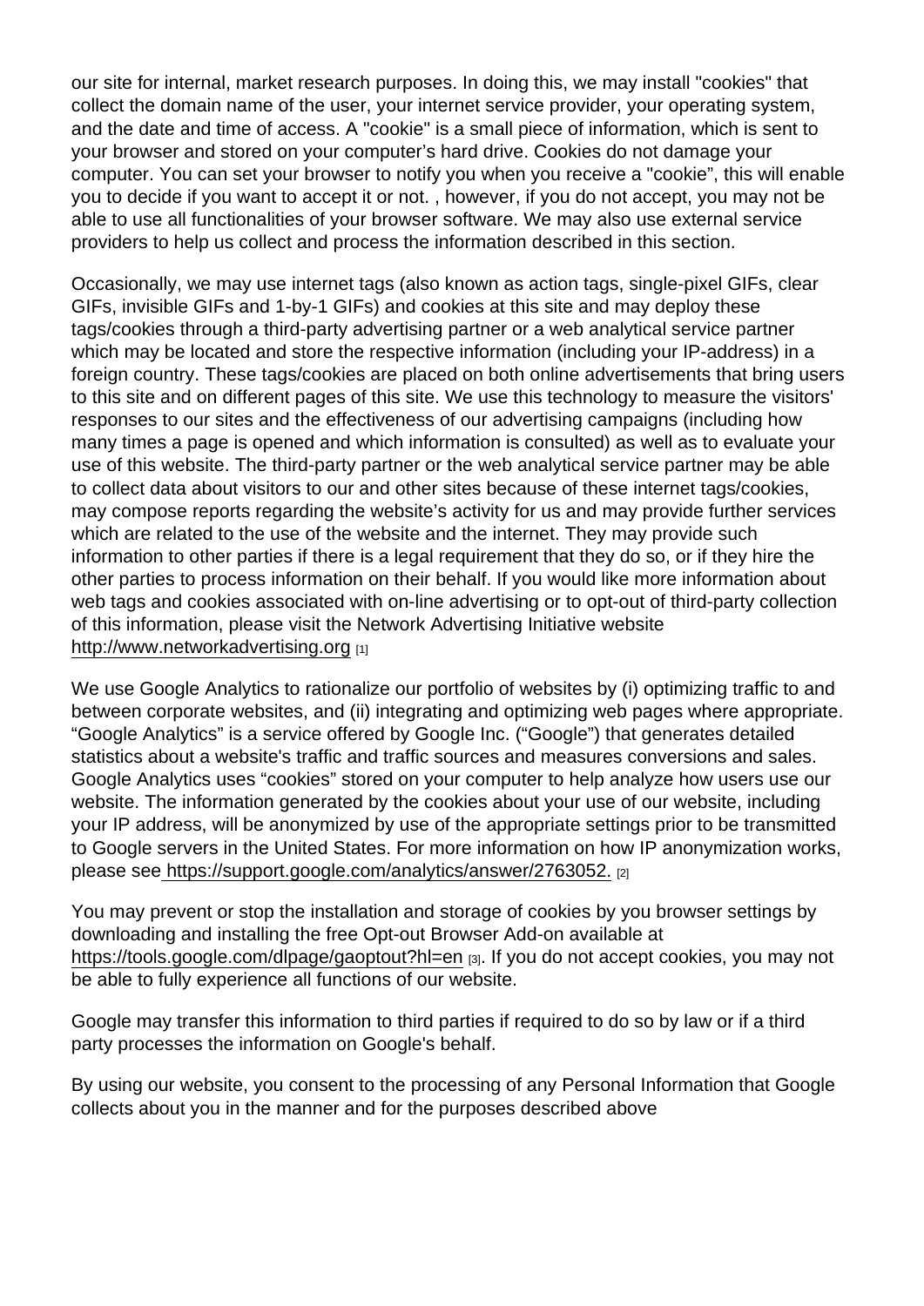our site for internal, market research purposes. In doing this, we may install "cookies" that collect the domain name of the user, your internet service provider, your operating system, and the date and time of access. A "cookie" is a small piece of information, which is sent to your browser and stored on your computer's hard drive. Cookies do not damage your computer. You can set your browser to notify you when you receive a "cookie", this will enable you to decide if you want to accept it or not. , however, if you do not accept, you may not be able to use all functionalities of your browser software. We may also use external service providers to help us collect and process the information described in this section.

Occasionally, we may use internet tags (also known as action tags, single-pixel GIFs, clear GIFs, invisible GIFs and 1-by-1 GIFs) and cookies at this site and may deploy these tags/cookies through a third-party advertising partner or a web analytical service partner which may be located and store the respective information (including your IP-address) in a foreign country. These tags/cookies are placed on both online advertisements that bring users to this site and on different pages of this site. We use this technology to measure the visitors' responses to our sites and the effectiveness of our advertising campaigns (including how many times a page is opened and which information is consulted) as well as to evaluate your use of this website. The third-party partner or the web analytical service partner may be able to collect data about visitors to our and other sites because of these internet tags/cookies, may compose reports regarding the website's activity for us and may provide further services which are related to the use of the website and the internet. They may provide such information to other parties if there is a legal requirement that they do so, or if they hire the other parties to process information on their behalf. If you would like more information about web tags and cookies associated with on-line advertising or to opt-out of third-party collection of this information, please visit the Network Advertising Initiative website http://www.networkadvertising.org [1]

We use Google Analytics to rationalize our portfolio of websites by (i) optimizing traffic to and between corporate websites, and (ii) integrating and optimizing web pages where appropriate. "Google Analytics" is a service offered by Google Inc. ("Google") that generates detailed statistics about a website's traffic and traffic sources and measures conversions and sales. Google Analytics uses "cookies" stored on your computer to help analyze how users use our website. The information generated by the cookies about your use of our website, including your IP address, will be anonymized by use of the appropriate settings prior to be transmitted to Google servers in the United States. For more information on how IP anonymization works, please see https://support.google.com/analytics/answer/2763052. [2]

You may prevent or stop the installation and storage of cookies by you browser settings by downloading and installing the free Opt-out Browser Add-on available at https://tools.google.com/dlpage/gaoptout?hl=en [3]. If you do not accept cookies, you may not be able to fully experience all functions of our website.

Google may transfer this information to third parties if required to do so by law or if a third party processes the information on Google's behalf.

By using our website, you consent to the processing of any Personal Information that Google collects about you in the manner and for the purposes described above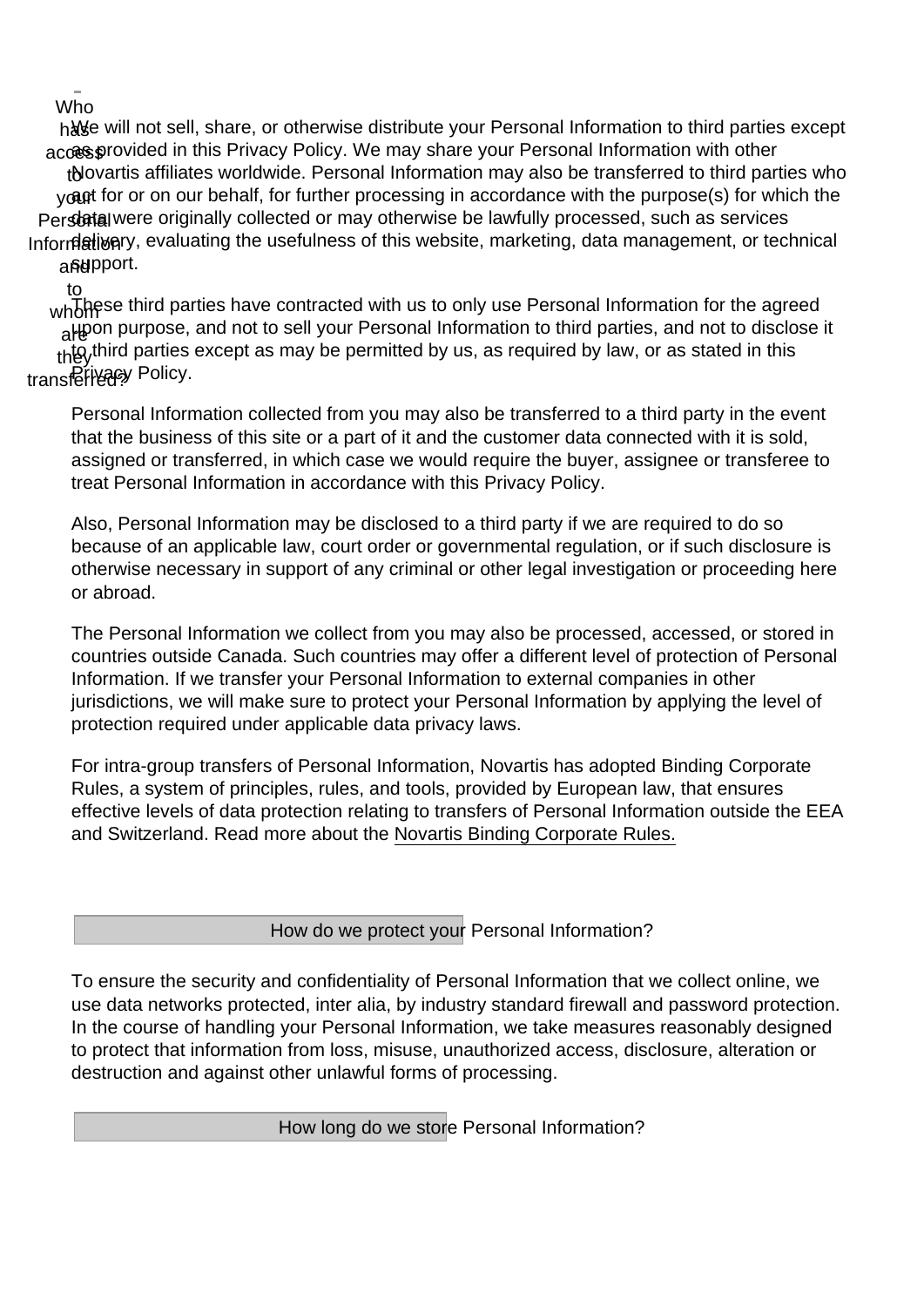## Who has access to your Personal Information and to whom are they transferred?

We will not sell, share, or otherwise distribute your Personal Information to third parties except as provided in this Privacy Policy. We may share your Personal Information with other Novartis affiliates worldwide. Personal Information may also be transferred to third parties who act for or on our behalf, for further processing in accordance with the purpose(s) for which the data were originally collected or may otherwise be lawfully processed, such as services delivery, evaluating the usefulness of this website, marketing, data management, or technical support.

These third parties have contracted with us to only use Personal Information for the agreed upon purpose, and not to sell your Personal Information to third parties, and not to disclose it to third parties except as may be permitted by us, as required by law, or as stated in this Privacy Policy.

Personal Information collected from you may also be transferred to a third party in the event that the business of this site or a part of it and the customer data connected with it is sold, assigned or transferred, in which case we would require the buyer, assignee or transferee to treat Personal Information in accordance with this Privacy Policy.

Also, Personal Information may be disclosed to a third party if we are required to do so because of an applicable law, court order or governmental regulation, or if such disclosure is otherwise necessary in support of any criminal or other legal investigation or proceeding here or abroad.

The Personal Information we collect from you may also be processed, accessed, or stored in countries outside Canada. Such countries may offer a different level of protection of Personal Information. If we transfer your Personal Information to external companies in other jurisdictions, we will make sure to protect your Personal Information by applying the level of protection required under applicable data privacy laws.

For intra-group transfers of Personal Information, Novartis has adopted Binding Corporate Rules, a system of principles, rules, and tools, provided by European law, that ensures effective levels of data protection relating to transfers of Personal Information outside the EEA and Switzerland. Read more about the Novartis Binding Corporate Rules.

## How do we protect your Personal Information?

To ensure the security and confidentiality of Personal Information that we collect online, we use data networks protected, inter alia, by industry standard firewall and password protection. In the course of handling your Personal Information, we take measures reasonably designed to protect that information from loss, misuse, unauthorized access, disclosure, alteration or destruction and against other unlawful forms of processing.

## How long do we store Personal Information?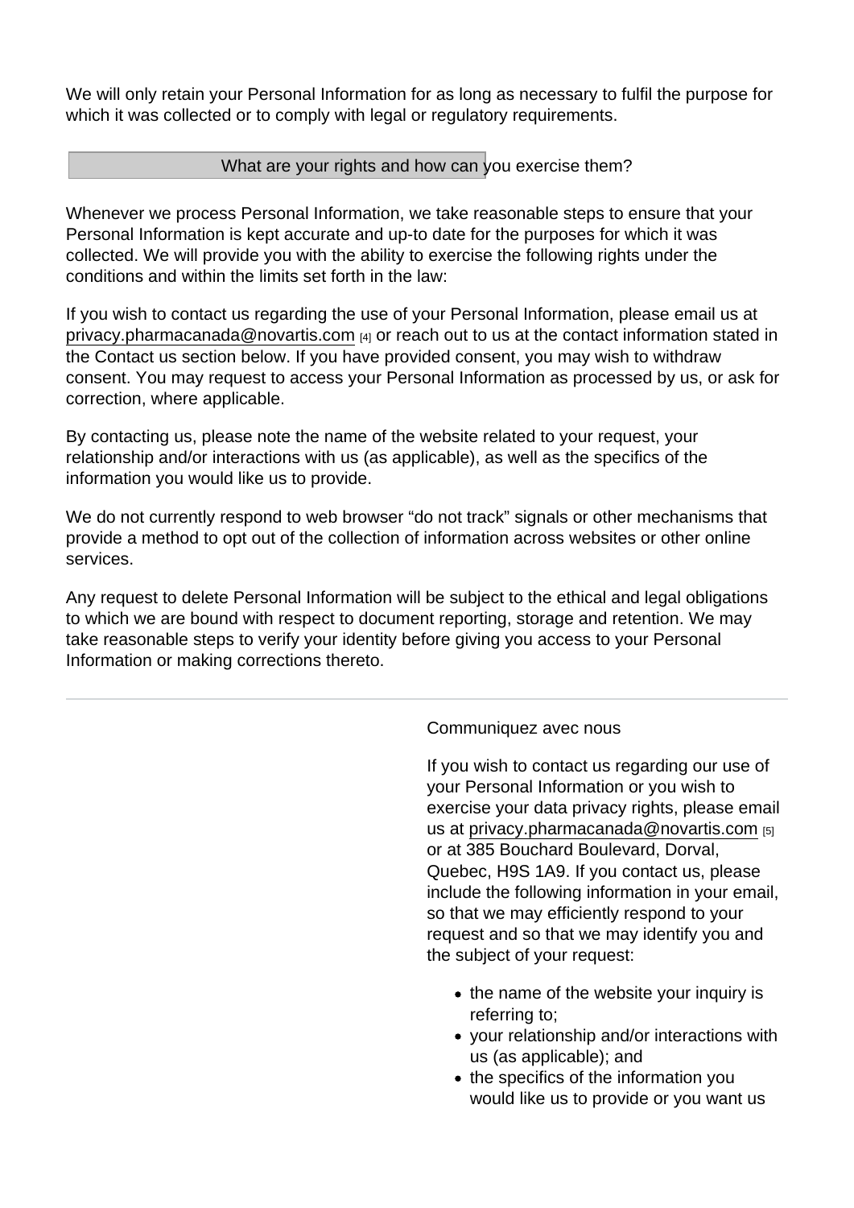We will only retain your Personal Information for as long as necessary to fulfil the purpose for which it was collected or to comply with legal or regulatory requirements.

## What are your rights and how can you exercise them?

Whenever we process Personal Information, we take reasonable steps to ensure that your Personal Information is kept accurate and up-to date for the purposes for which it was collected. We will provide you with the ability to exercise the following rights under the conditions and within the limits set forth in the law:

If you wish to contact us regarding the use of your Personal Information, please email us at privacy.pharmacanada@novartis.com [4] or reach out to us at the contact information stated in the Contact us section below. If you have provided consent, you may wish to withdraw consent. You may request to access your Personal Information as processed by us, or ask for correction, where applicable.

By contacting us, please note the name of the website related to your request, your relationship and/or interactions with us (as applicable), as well as the specifics of the information you would like us to provide.

We do not currently respond to web browser “do not track” signals or other mechanisms that provide a method to opt out of the collection of information across websites or other online services.

Any request to delete Personal Information will be subject to the ethical and legal obligations to which we are bound with respect to document reporting, storage and retention. We may take reasonable steps to verify your identity before giving you access to your Personal Information or making corrections thereto.

---

## Communiquez avec nous

If you wish to contact us regarding our use of your Personal Information or you wish to exercise your data privacy rights, please email us at privacy.pharmacanada@novartis.com [5] or at 385 Bouchard Boulevard, Dorval, Quebec, H9S 1A9. If you contact us, please include the following information in your email, so that we may efficiently respond to your request and so that we may identify you and the subject of your request:

- the name of the website your inquiry is referring to;
- your relationship and/or interactions with us (as applicable); and
- the specifics of the information you would like us to provide or you want us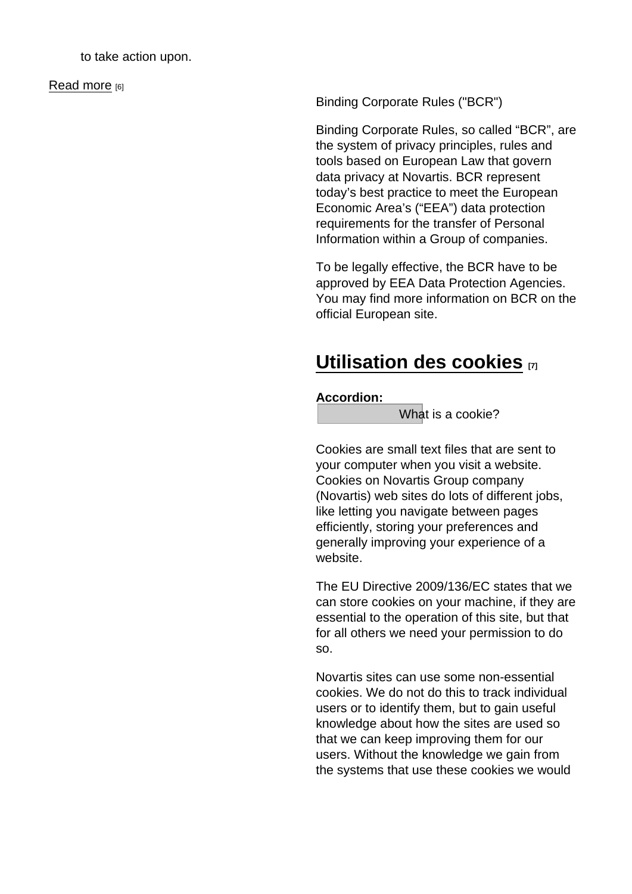to take action upon.

Read more [6]

Binding Corporate Rules ("BCR")

Binding Corporate Rules, so called “BCR”, are the system of privacy principles, rules and tools based on European Law that govern data privacy at Novartis. BCR represent today’s best practice to meet the European Economic Area’s (“EEA”) data protection requirements for the transfer of Personal Information within a Group of companies.

To be legally effective, the BCR have to be approved by EEA Data Protection Agencies. You may find more information on BCR on the official European site.

## Utilisation des cookies [7]

**Accordion:**

What is a cookie?

Cookies are small text files that are sent to your computer when you visit a website. Cookies on Novartis Group company (Novartis) web sites do lots of different jobs, like letting you navigate between pages efficiently, storing your preferences and generally improving your experience of a website.

The EU Directive 2009/136/EC states that we can store cookies on your machine, if they are essential to the operation of this site, but that for all others we need your permission to do so.

Novartis sites can use some non-essential cookies. We do not do this to track individual users or to identify them, but to gain useful knowledge about how the sites are used so that we can keep improving them for our users. Without the knowledge we gain from the systems that use these cookies we would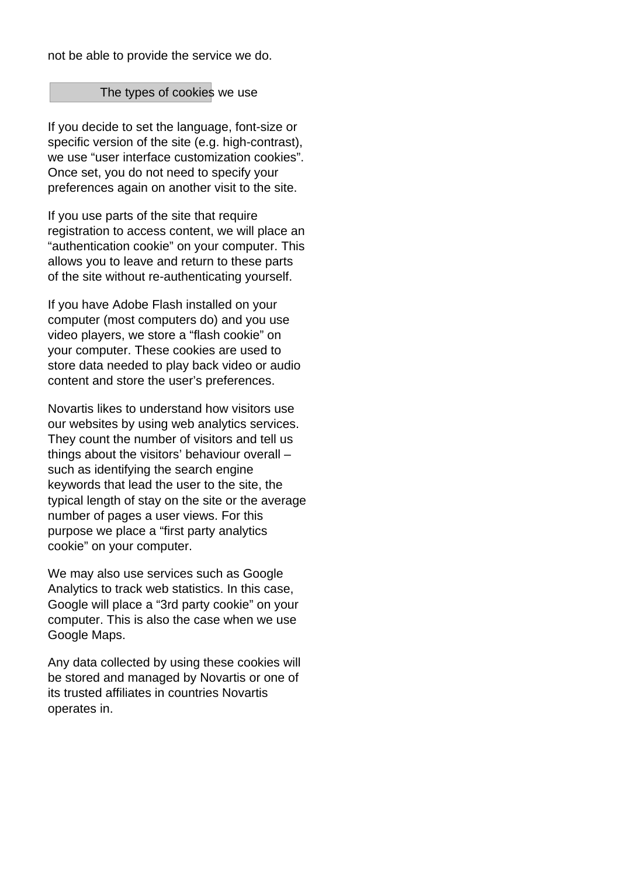not be able to provide the service we do.

## The types of cookies we use

If you decide to set the language, font-size or specific version of the site (e.g. high-contrast), we use “user interface customization cookies”. Once set, you do not need to specify your preferences again on another visit to the site.

If you use parts of the site that require registration to access content, we will place an “authentication cookie” on your computer. This allows you to leave and return to these parts of the site without re-authenticating yourself.

If you have Adobe Flash installed on your computer (most computers do) and you use video players, we store a “flash cookie” on your computer. These cookies are used to store data needed to play back video or audio content and store the user’s preferences.

Novartis likes to understand how visitors use our websites by using web analytics services. They count the number of visitors and tell us things about the visitors’ behaviour overall – such as identifying the search engine keywords that lead the user to the site, the typical length of stay on the site or the average number of pages a user views. For this purpose we place a “first party analytics cookie” on your computer.

We may also use services such as Google Analytics to track web statistics. In this case, Google will place a “3rd party cookie” on your computer. This is also the case when we use Google Maps.

Any data collected by using these cookies will be stored and managed by Novartis or one of its trusted affiliates in countries Novartis operates in.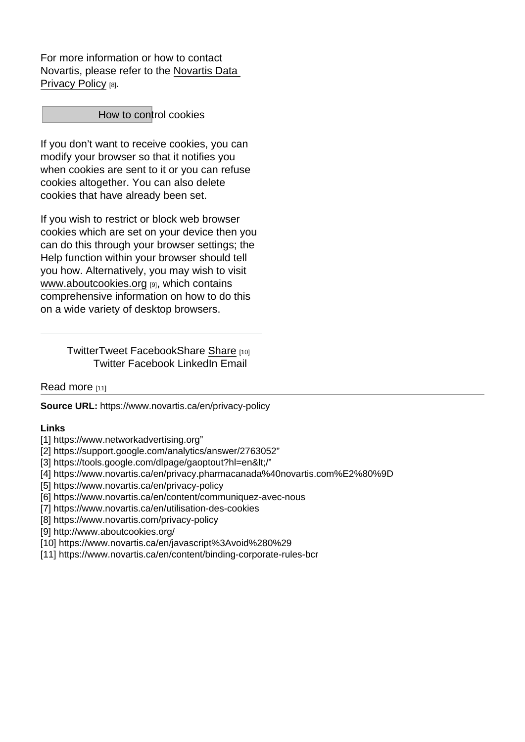For more information or how to contact Novartis, please refer to the Novartis Data Privacy Policy [8].

How to control cookies

If you don't want to receive cookies, you can modify your browser so that it notifies you when cookies are sent to it or you can refuse cookies altogether. You can also delete cookies that have already been set.

If you wish to restrict or block web browser cookies which are set on your device then you can do this through your browser settings; the Help function within your browser should tell you how. Alternatively, you may wish to visit www.aboutcookies.org [9], which contains comprehensive information on how to do this on a wide variety of desktop browsers.

---

TwitterTweet FacebookShare Share [10]
Twitter Facebook LinkedIn Email

Read more [11]

**Source URL:** https://www.novartis.ca/en/privacy-policy

**Links**
[1] https://www.networkadvertising.org"
[2] https://support.google.com/analytics/answer/2763052"
[3] https://tools.google.com/dlpage/gaoptout?hl=en&lt;/"
[4] https://www.novartis.ca/en/privacy.pharmacanada%40novartis.com%E2%80%9D
[5] https://www.novartis.ca/en/privacy-policy
[6] https://www.novartis.ca/en/content/communiquez-avec-nous
[7] https://www.novartis.ca/en/utilisation-des-cookies
[8] https://www.novartis.com/privacy-policy
[9] http://www.aboutcookies.org/
[10] https://www.novartis.ca/en/javascript%3Avoid%280%29
[11] https://www.novartis.ca/en/content/binding-corporate-rules-bcr